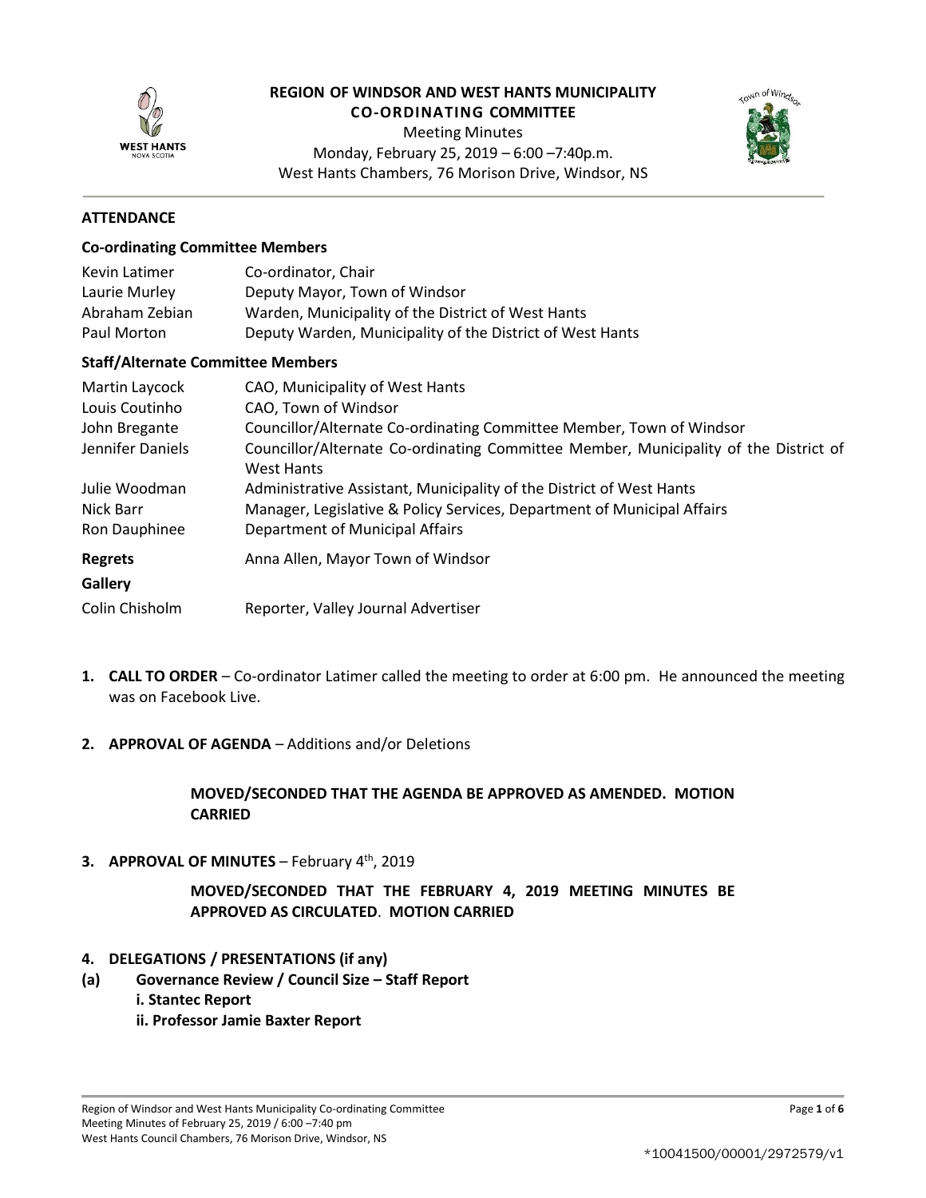# REGION OF WINDSOR AND WEST HANTS MUNICIPALITY
## CO-ORDINATING COMMITTEE

Meeting Minutes
Monday, February 25, 2019 – 6:00 –7:40p.m.
West Hants Chambers, 76 Morison Drive, Windsor, NS

### ATTENDANCE

**Co-ordinating Committee Members**

| | |
|---|---|
| Kevin Latimer | Co-ordinator, Chair |
| Laurie Murley | Deputy Mayor, Town of Windsor |
| Abraham Zebian | Warden, Municipality of the District of West Hants |
| Paul Morton | Deputy Warden, Municipality of the District of West Hants |

**Staff/Alternate Committee Members**

| | |
|---|---|
| Martin Laycock | CAO, Municipality of West Hants |
| Louis Coutinho | CAO, Town of Windsor |
| John Bregante | Councillor/Alternate Co-ordinating Committee Member, Town of Windsor |
| Jennifer Daniels | Councillor/Alternate Co-ordinating Committee Member, Municipality of the District of West Hants |
| Julie Woodman | Administrative Assistant, Municipality of the District of West Hants |
| Nick Barr | Manager, Legislative & Policy Services, Department of Municipal Affairs |
| Ron Dauphinee | Department of Municipal Affairs |

**Regrets** Anna Allen, Mayor Town of Windsor

**Gallery**

| | |
|---|---|
| Colin Chisholm | Reporter, Valley Journal Advertiser |

1. **CALL TO ORDER** – Co-ordinator Latimer called the meeting to order at 6:00 pm. He announced the meeting was on Facebook Live.

2. **APPROVAL OF AGENDA** – Additions and/or Deletions

   **MOVED/SECONDED THAT THE AGENDA BE APPROVED AS AMENDED. MOTION CARRIED**

3. **APPROVAL OF MINUTES** – February 4th, 2019

   **MOVED/SECONDED THAT THE FEBRUARY 4, 2019 MEETING MINUTES BE APPROVED AS CIRCULATED. MOTION CARRIED**

4. **DELEGATIONS / PRESENTATIONS (if any)**

**(a) Governance Review / Council Size – Staff Report**
   **i. Stantec Report**
   **ii. Professor Jamie Baxter Report**

*10041500/00001/2972579/v1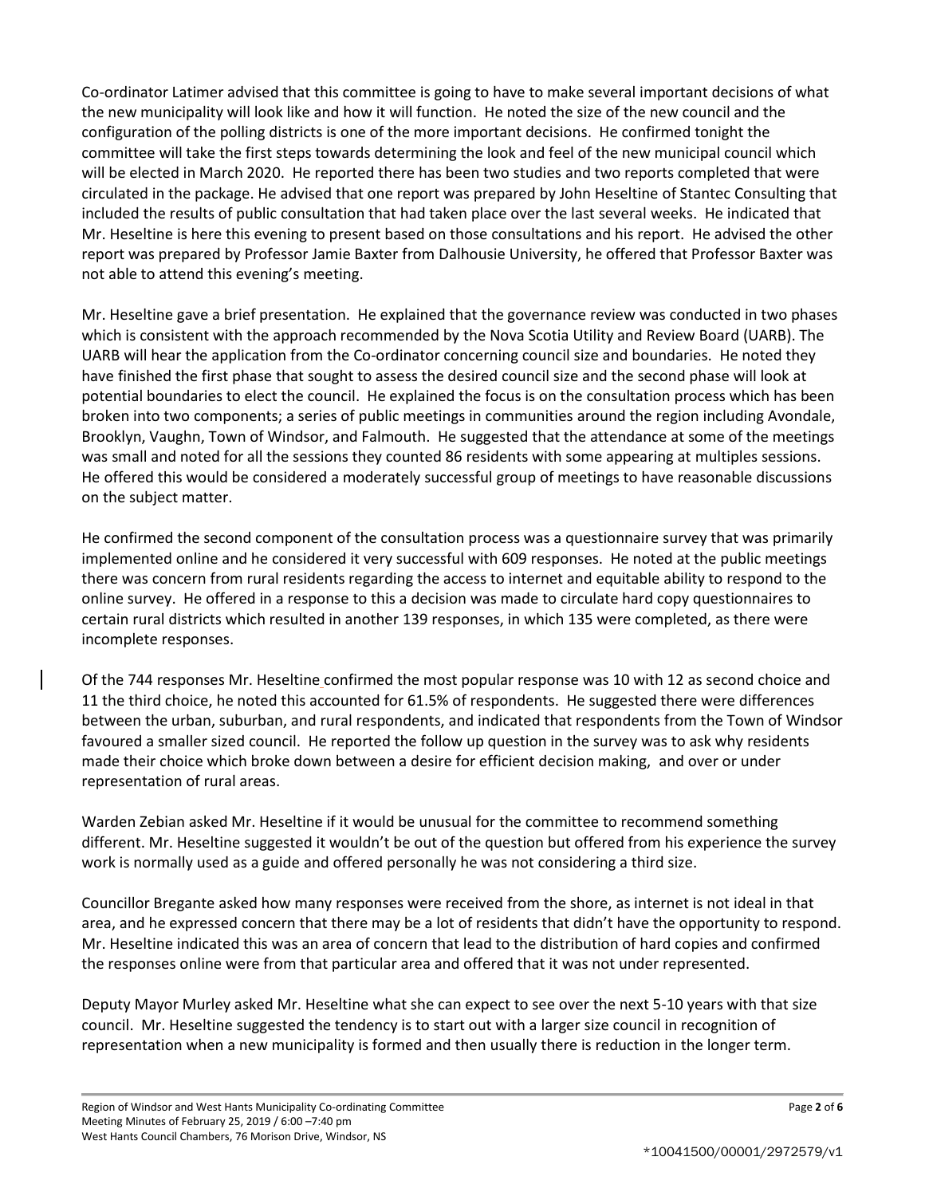Co-ordinator Latimer advised that this committee is going to have to make several important decisions of what the new municipality will look like and how it will function. He noted the size of the new council and the configuration of the polling districts is one of the more important decisions. He confirmed tonight the committee will take the first steps towards determining the look and feel of the new municipal council which will be elected in March 2020. He reported there has been two studies and two reports completed that were circulated in the package. He advised that one report was prepared by John Heseltine of Stantec Consulting that included the results of public consultation that had taken place over the last several weeks. He indicated that Mr. Heseltine is here this evening to present based on those consultations and his report. He advised the other report was prepared by Professor Jamie Baxter from Dalhousie University, he offered that Professor Baxter was not able to attend this evening's meeting.

Mr. Heseltine gave a brief presentation. He explained that the governance review was conducted in two phases which is consistent with the approach recommended by the Nova Scotia Utility and Review Board (UARB). The UARB will hear the application from the Co-ordinator concerning council size and boundaries. He noted they have finished the first phase that sought to assess the desired council size and the second phase will look at potential boundaries to elect the council. He explained the focus is on the consultation process which has been broken into two components; a series of public meetings in communities around the region including Avondale, Brooklyn, Vaughn, Town of Windsor, and Falmouth. He suggested that the attendance at some of the meetings was small and noted for all the sessions they counted 86 residents with some appearing at multiples sessions. He offered this would be considered a moderately successful group of meetings to have reasonable discussions on the subject matter.

He confirmed the second component of the consultation process was a questionnaire survey that was primarily implemented online and he considered it very successful with 609 responses. He noted at the public meetings there was concern from rural residents regarding the access to internet and equitable ability to respond to the online survey. He offered in a response to this a decision was made to circulate hard copy questionnaires to certain rural districts which resulted in another 139 responses, in which 135 were completed, as there were incomplete responses.

Of the 744 responses Mr. Heseltine confirmed the most popular response was 10 with 12 as second choice and 11 the third choice, he noted this accounted for 61.5% of respondents. He suggested there were differences between the urban, suburban, and rural respondents, and indicated that respondents from the Town of Windsor favoured a smaller sized council. He reported the follow up question in the survey was to ask why residents made their choice which broke down between a desire for efficient decision making, and over or under representation of rural areas.

Warden Zebian asked Mr. Heseltine if it would be unusual for the committee to recommend something different. Mr. Heseltine suggested it wouldn't be out of the question but offered from his experience the survey work is normally used as a guide and offered personally he was not considering a third size.

Councillor Bregante asked how many responses were received from the shore, as internet is not ideal in that area, and he expressed concern that there may be a lot of residents that didn't have the opportunity to respond. Mr. Heseltine indicated this was an area of concern that lead to the distribution of hard copies and confirmed the responses online were from that particular area and offered that it was not under represented.

Deputy Mayor Murley asked Mr. Heseltine what she can expect to see over the next 5-10 years with that size council. Mr. Heseltine suggested the tendency is to start out with a larger size council in recognition of representation when a new municipality is formed and then usually there is reduction in the longer term.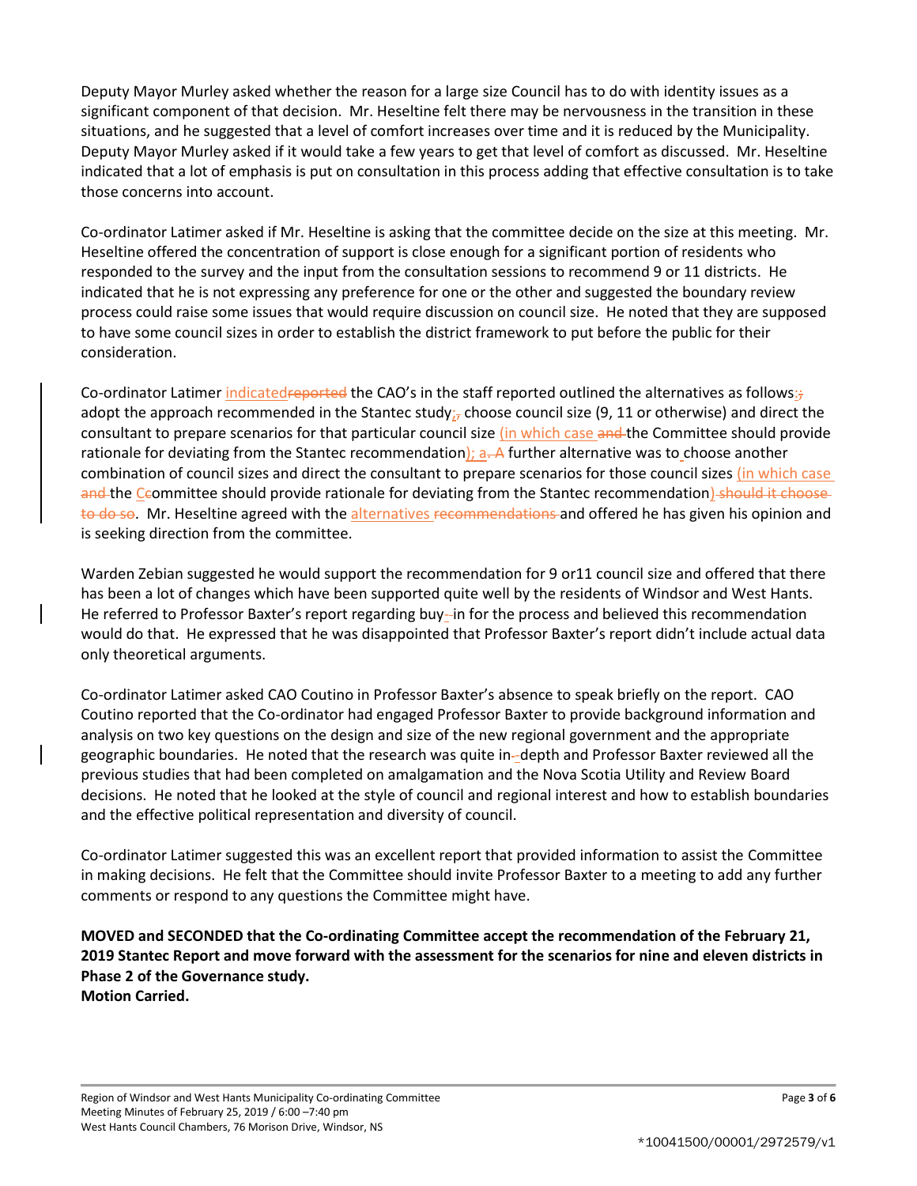Deputy Mayor Murley asked whether the reason for a large size Council has to do with identity issues as a significant component of that decision. Mr. Heseltine felt there may be nervousness in the transition in these situations, and he suggested that a level of comfort increases over time and it is reduced by the Municipality. Deputy Mayor Murley asked if it would take a few years to get that level of comfort as discussed. Mr. Heseltine indicated that a lot of emphasis is put on consultation in this process adding that effective consultation is to take those concerns into account.

Co-ordinator Latimer asked if Mr. Heseltine is asking that the committee decide on the size at this meeting. Mr. Heseltine offered the concentration of support is close enough for a significant portion of residents who responded to the survey and the input from the consultation sessions to recommend 9 or 11 districts. He indicated that he is not expressing any preference for one or the other and suggested the boundary review process could raise some issues that would require discussion on council size. He noted that they are supposed to have some council sizes in order to establish the district framework to put before the public for their consideration.

Co-ordinator Latimer indicated~~reported~~ the CAO's in the staff reported outlined the alternatives as follows:~~;~~ adopt the approach recommended in the Stantec study;~~,~~ choose council size (9, 11 or otherwise) and direct the consultant to prepare scenarios for that particular council size (in which case ~~and~~ the Committee should provide rationale for deviating from the Stantec recommendation); a~~. A~~ further alternative was to choose another combination of council sizes and direct the consultant to prepare scenarios for those council sizes (in which case ~~and~~ the C~~c~~ommittee should provide rationale for deviating from the Stantec recommendation)~~ should it choose to do so~~. Mr. Heseltine agreed with the alternatives ~~recommendations~~ and offered he has given his opinion and is seeking direction from the committee.

Warden Zebian suggested he would support the recommendation for 9 or11 council size and offered that there has been a lot of changes which have been supported quite well by the residents of Windsor and West Hants. He referred to Professor Baxter's report regarding buy-in for the process and believed this recommendation would do that. He expressed that he was disappointed that Professor Baxter's report didn't include actual data only theoretical arguments.

Co-ordinator Latimer asked CAO Coutino in Professor Baxter's absence to speak briefly on the report. CAO Coutino reported that the Co-ordinator had engaged Professor Baxter to provide background information and analysis on two key questions on the design and size of the new regional government and the appropriate geographic boundaries. He noted that the research was quite in-depth and Professor Baxter reviewed all the previous studies that had been completed on amalgamation and the Nova Scotia Utility and Review Board decisions. He noted that he looked at the style of council and regional interest and how to establish boundaries and the effective political representation and diversity of council.

Co-ordinator Latimer suggested this was an excellent report that provided information to assist the Committee in making decisions. He felt that the Committee should invite Professor Baxter to a meeting to add any further comments or respond to any questions the Committee might have.

**MOVED and SECONDED that the Co-ordinating Committee accept the recommendation of the February 21, 2019 Stantec Report and move forward with the assessment for the scenarios for nine and eleven districts in Phase 2 of the Governance study.**
**Motion Carried.**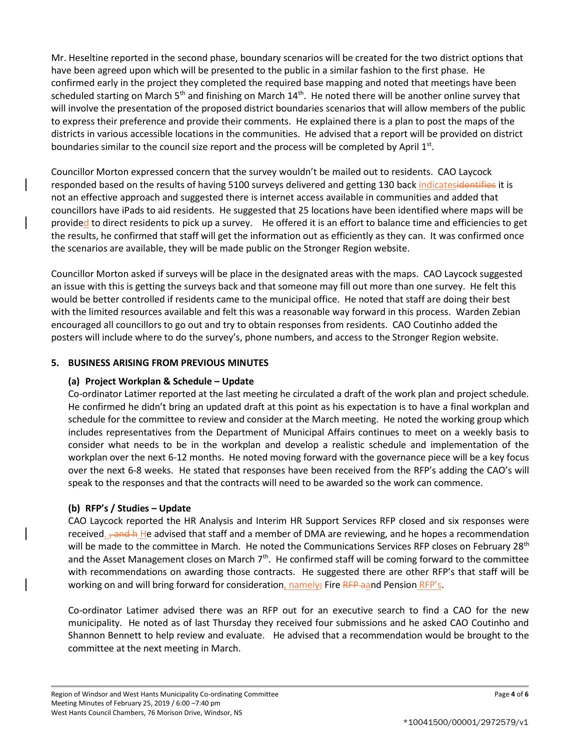Mr. Heseltine reported in the second phase, boundary scenarios will be created for the two district options that have been agreed upon which will be presented to the public in a similar fashion to the first phase. He confirmed early in the project they completed the required base mapping and noted that meetings have been scheduled starting on March 5th and finishing on March 14th. He noted there will be another online survey that will involve the presentation of the proposed district boundaries scenarios that will allow members of the public to express their preference and provide their comments. He explained there is a plan to post the maps of the districts in various accessible locations in the communities. He advised that a report will be provided on district boundaries similar to the council size report and the process will be completed by April 1st.

Councillor Morton expressed concern that the survey wouldn't be mailed out to residents. CAO Laycock responded based on the results of having 5100 surveys delivered and getting 130 back indicates~~identifies~~ it is not an effective approach and suggested there is internet access available in communities and added that councillors have iPads to aid residents. He suggested that 25 locations have been identified where maps will be provided to direct residents to pick up a survey. He offered it is an effort to balance time and efficiencies to get the results, he confirmed that staff will get the information out as efficiently as they can. It was confirmed once the scenarios are available, they will be made public on the Stronger Region website.

Councillor Morton asked if surveys will be place in the designated areas with the maps. CAO Laycock suggested an issue with this is getting the surveys back and that someone may fill out more than one survey. He felt this would be better controlled if residents came to the municipal office. He noted that staff are doing their best with the limited resources available and felt this was a reasonable way forward in this process. Warden Zebian encouraged all councillors to go out and try to obtain responses from residents. CAO Coutinho added the posters will include where to do the survey's, phone numbers, and access to the Stronger Region website.

## 5. BUSINESS ARISING FROM PREVIOUS MINUTES

### (a) Project Workplan & Schedule – Update

Co-ordinator Latimer reported at the last meeting he circulated a draft of the work plan and project schedule. He confirmed he didn't bring an updated draft at this point as his expectation is to have a final workplan and schedule for the committee to review and consider at the March meeting. He noted the working group which includes representatives from the Department of Municipal Affairs continues to meet on a weekly basis to consider what needs to be in the workplan and develop a realistic schedule and implementation of the workplan over the next 6-12 months. He noted moving forward with the governance piece will be a key focus over the next 6-8 weeks. He stated that responses have been received from the RFP's adding the CAO's will speak to the responses and that the contracts will need to be awarded so the work can commence.

### (b) RFP's / Studies – Update

CAO Laycock reported the HR Analysis and Interim HR Support Services RFP closed and six responses were received. ~~, and h~~ He advised that staff and a member of DMA are reviewing, and he hopes a recommendation will be made to the committee in March. He noted the Communications Services RFP closes on February 28th and the Asset Management closes on March 7th. He confirmed staff will be coming forward to the committee with recommendations on awarding those contracts. He suggested there are other RFP's that staff will be working on and will bring forward for consideration, namely~~;~~ Fire ~~RFP a~~and Pension RFP's.

Co-ordinator Latimer advised there was an RFP out for an executive search to find a CAO for the new municipality. He noted as of last Thursday they received four submissions and he asked CAO Coutinho and Shannon Bennett to help review and evaluate. He advised that a recommendation would be brought to the committee at the next meeting in March.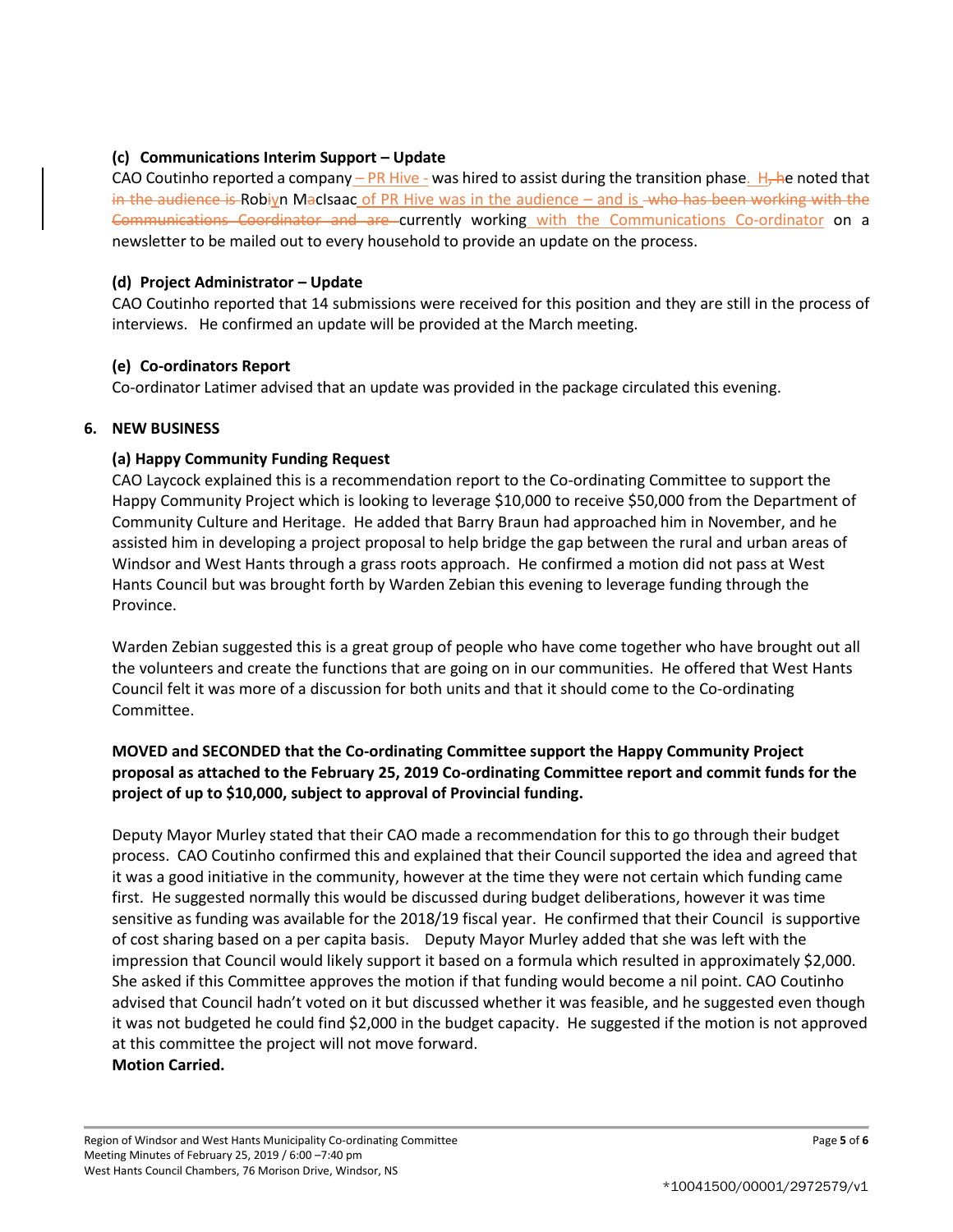### (c) Communications Interim Support – Update

CAO Coutinho reported a company – PR Hive - was hired to assist during the transition phase. H~~, h~~e noted that ~~in the audience is~~ Robiyn MacIsaac of PR Hive was in the audience – and is ~~who has been working with the Communications Coordinator and are~~ currently working with the Communications Co-ordinator on a newsletter to be mailed out to every household to provide an update on the process.

### (d) Project Administrator – Update

CAO Coutinho reported that 14 submissions were received for this position and they are still in the process of interviews. He confirmed an update will be provided at the March meeting.

### (e) Co-ordinators Report

Co-ordinator Latimer advised that an update was provided in the package circulated this evening.

## 6. NEW BUSINESS

### (a) Happy Community Funding Request

CAO Laycock explained this is a recommendation report to the Co-ordinating Committee to support the Happy Community Project which is looking to leverage $10,000 to receive $50,000 from the Department of Community Culture and Heritage. He added that Barry Braun had approached him in November, and he assisted him in developing a project proposal to help bridge the gap between the rural and urban areas of Windsor and West Hants through a grass roots approach. He confirmed a motion did not pass at West Hants Council but was brought forth by Warden Zebian this evening to leverage funding through the Province.

Warden Zebian suggested this is a great group of people who have come together who have brought out all the volunteers and create the functions that are going on in our communities. He offered that West Hants Council felt it was more of a discussion for both units and that it should come to the Co-ordinating Committee.

**MOVED and SECONDED that the Co-ordinating Committee support the Happy Community Project proposal as attached to the February 25, 2019 Co-ordinating Committee report and commit funds for the project of up to $10,000, subject to approval of Provincial funding.**

Deputy Mayor Murley stated that their CAO made a recommendation for this to go through their budget process. CAO Coutinho confirmed this and explained that their Council supported the idea and agreed that it was a good initiative in the community, however at the time they were not certain which funding came first. He suggested normally this would be discussed during budget deliberations, however it was time sensitive as funding was available for the 2018/19 fiscal year. He confirmed that their Council is supportive of cost sharing based on a per capita basis. Deputy Mayor Murley added that she was left with the impression that Council would likely support it based on a formula which resulted in approximately $2,000. She asked if this Committee approves the motion if that funding would become a nil point. CAO Coutinho advised that Council hadn't voted on it but discussed whether it was feasible, and he suggested even though it was not budgeted he could find $2,000 in the budget capacity. He suggested if the motion is not approved at this committee the project will not move forward.

**Motion Carried.**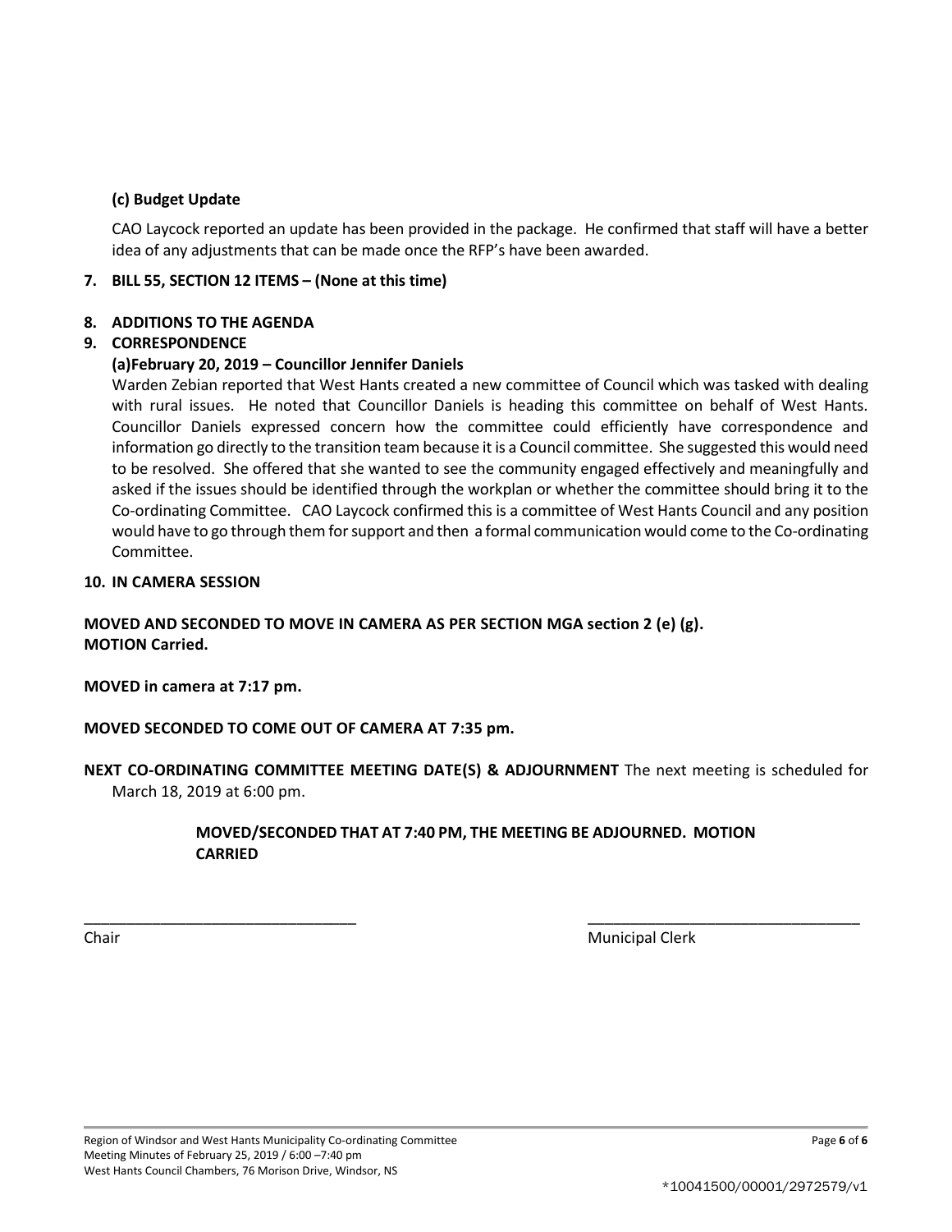**(c) Budget Update**

CAO Laycock reported an update has been provided in the package. He confirmed that staff will have a better idea of any adjustments that can be made once the RFP's have been awarded.

**7. BILL 55, SECTION 12 ITEMS – (None at this time)**

**8. ADDITIONS TO THE AGENDA**

**9. CORRESPONDENCE**

**(a)February 20, 2019 – Councillor Jennifer Daniels**

Warden Zebian reported that West Hants created a new committee of Council which was tasked with dealing with rural issues. He noted that Councillor Daniels is heading this committee on behalf of West Hants. Councillor Daniels expressed concern how the committee could efficiently have correspondence and information go directly to the transition team because it is a Council committee. She suggested this would need to be resolved. She offered that she wanted to see the community engaged effectively and meaningfully and asked if the issues should be identified through the workplan or whether the committee should bring it to the Co-ordinating Committee. CAO Laycock confirmed this is a committee of West Hants Council and any position would have to go through them for support and then a formal communication would come to the Co-ordinating Committee.

**10. IN CAMERA SESSION**

**MOVED AND SECONDED TO MOVE IN CAMERA AS PER SECTION MGA section 2 (e) (g).**
**MOTION Carried.**

**MOVED in camera at 7:17 pm.**

**MOVED SECONDED TO COME OUT OF CAMERA AT 7:35 pm.**

**NEXT CO-ORDINATING COMMITTEE MEETING DATE(S) & ADJOURNMENT** The next meeting is scheduled for March 18, 2019 at 6:00 pm.

**MOVED/SECONDED THAT AT 7:40 PM, THE MEETING BE ADJOURNED. MOTION CARRIED**

________________________________ ________________________________

Chair Municipal Clerk

Region of Windsor and West Hants Municipality Co-ordinating Committee
Meeting Minutes of February 25, 2019 / 6:00 –7:40 pm
West Hants Council Chambers, 76 Morison Drive, Windsor, NS

*10041500/00001/2972579/v1